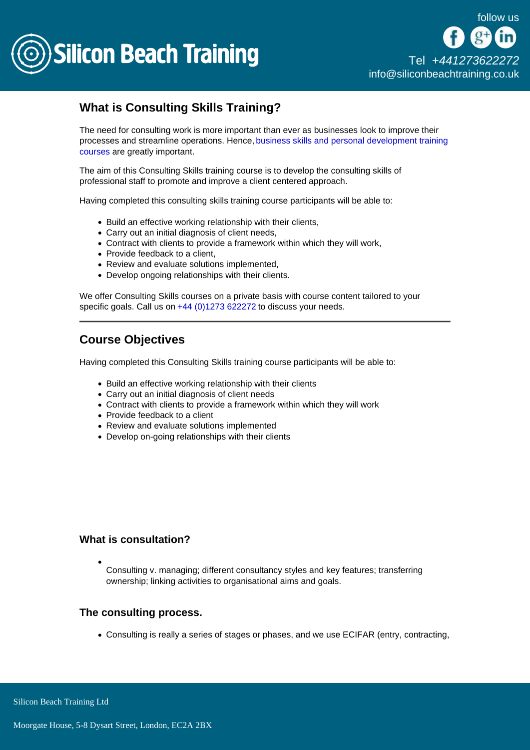## What is Consulting Skills Training?

The need for consulting work is more important than ever as businesses look to improve their processes and streamline operations. Hence, business skills and personal development training courses are greatly important.

The aim of this Consulting Skills training course is to develop the consulting skills of professional staff to promote and improve a client centered approach.

Having completed this consulting skills training course participants will be able to:

- Build an effective working relationship with their clients,
- Carry out an initial diagnosis of client needs,
- Contract with clients to provide a framework within which they will work,
- Provide feedback to a client,
- Review and evaluate solutions implemented,
- Develop ongoing relationships with their clients.

We offer Consulting Skills courses on a private basis with course content tailored to your specific goals. Call us on +44 (0)1273 622272 to discuss your needs.

---

## Course Objectives

Having completed this Consulting Skills training course participants will be able to:

- Build an effective working relationship with their clients
- Carry out an initial diagnosis of client needs
- Contract with clients to provide a framework within which they will work
- Provide feedback to a client
- Review and evaluate solutions implemented
- Develop on-going relationships with their clients

### What is consultation?

- Consulting v. managing; different consultancy styles and key features; transferring ownership; linking activities to organisational aims and goals.

### The consulting process.

- Consulting is really a series of stages or phases, and we use ECIFAR (entry, contracting,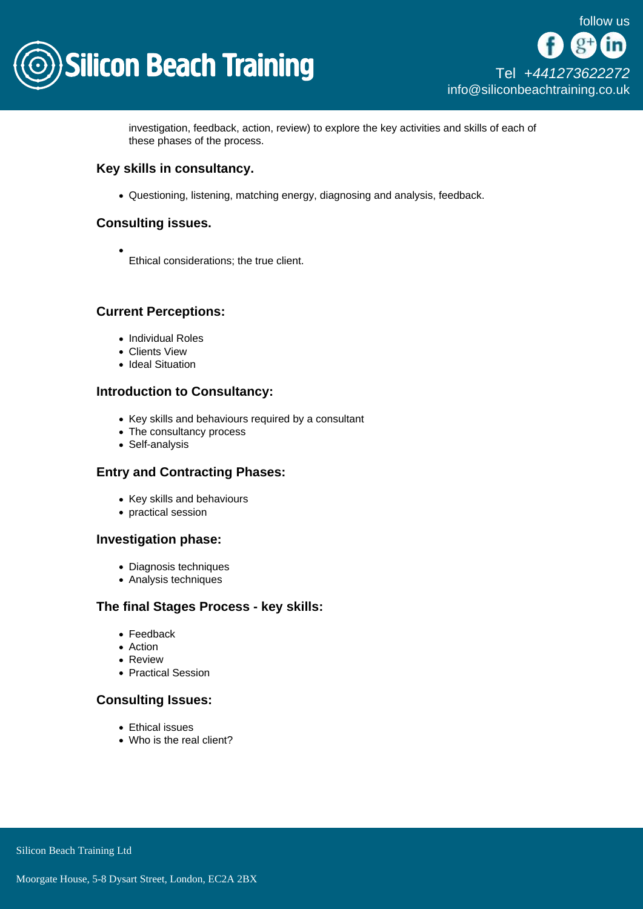investigation, feedback, action, review) to explore the key activities and skills of each of these phases of the process.

### Key skills in consultancy.

- Questioning, listening, matching energy, diagnosing and analysis, feedback.

### Consulting issues.

- Ethical considerations; the true client.

### Current Perceptions:

- Individual Roles
- Clients View
- Ideal Situation

### Introduction to Consultancy:

- Key skills and behaviours required by a consultant
- The consultancy process
- Self-analysis

### Entry and Contracting Phases:

- Key skills and behaviours
- practical session

### Investigation phase:

- Diagnosis techniques
- Analysis techniques

### The final Stages Process - key skills:

- Feedback
- Action
- Review
- Practical Session

### Consulting Issues:

- Ethical issues
- Who is the real client?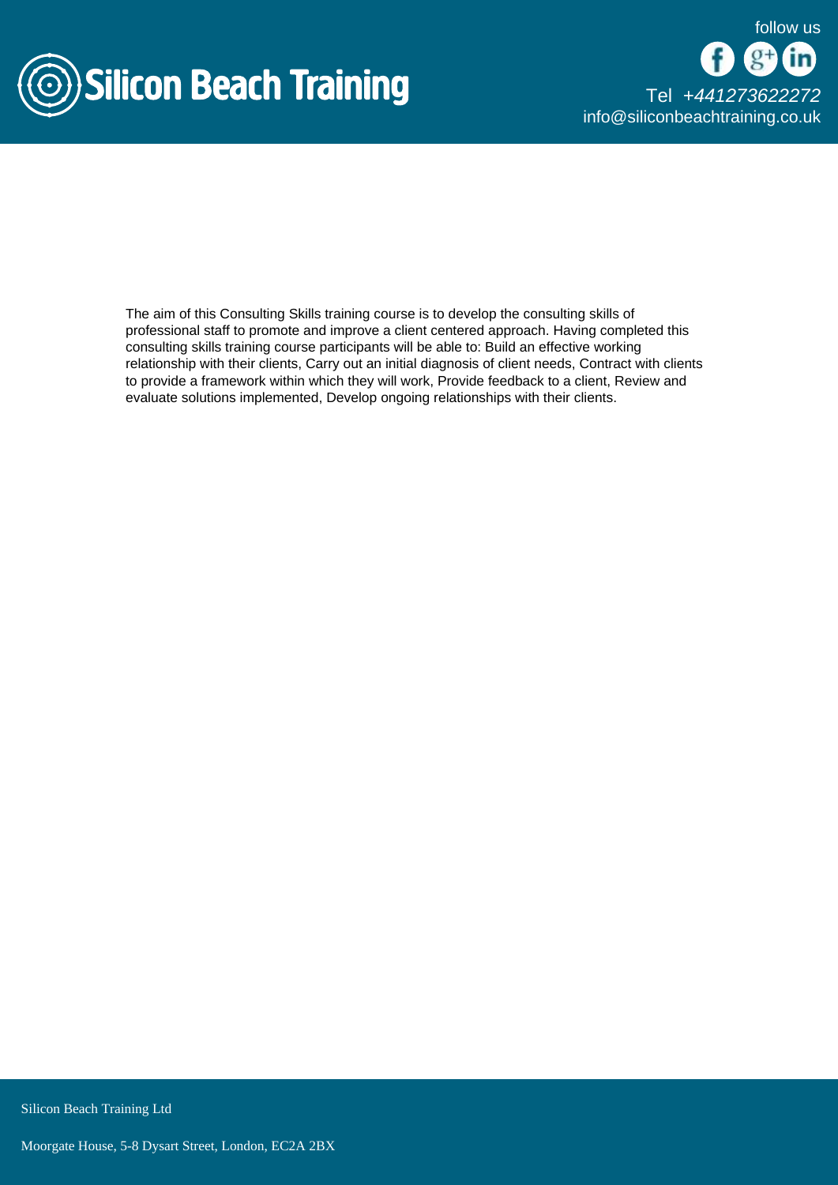The aim of this Consulting Skills training course is to develop the consulting skills of professional staff to promote and improve a client centered approach. Having completed this consulting skills training course participants will be able to: Build an effective working relationship with their clients, Carry out an initial diagnosis of client needs, Contract with clients to provide a framework within which they will work, Provide feedback to a client, Review and evaluate solutions implemented, Develop ongoing relationships with their clients.